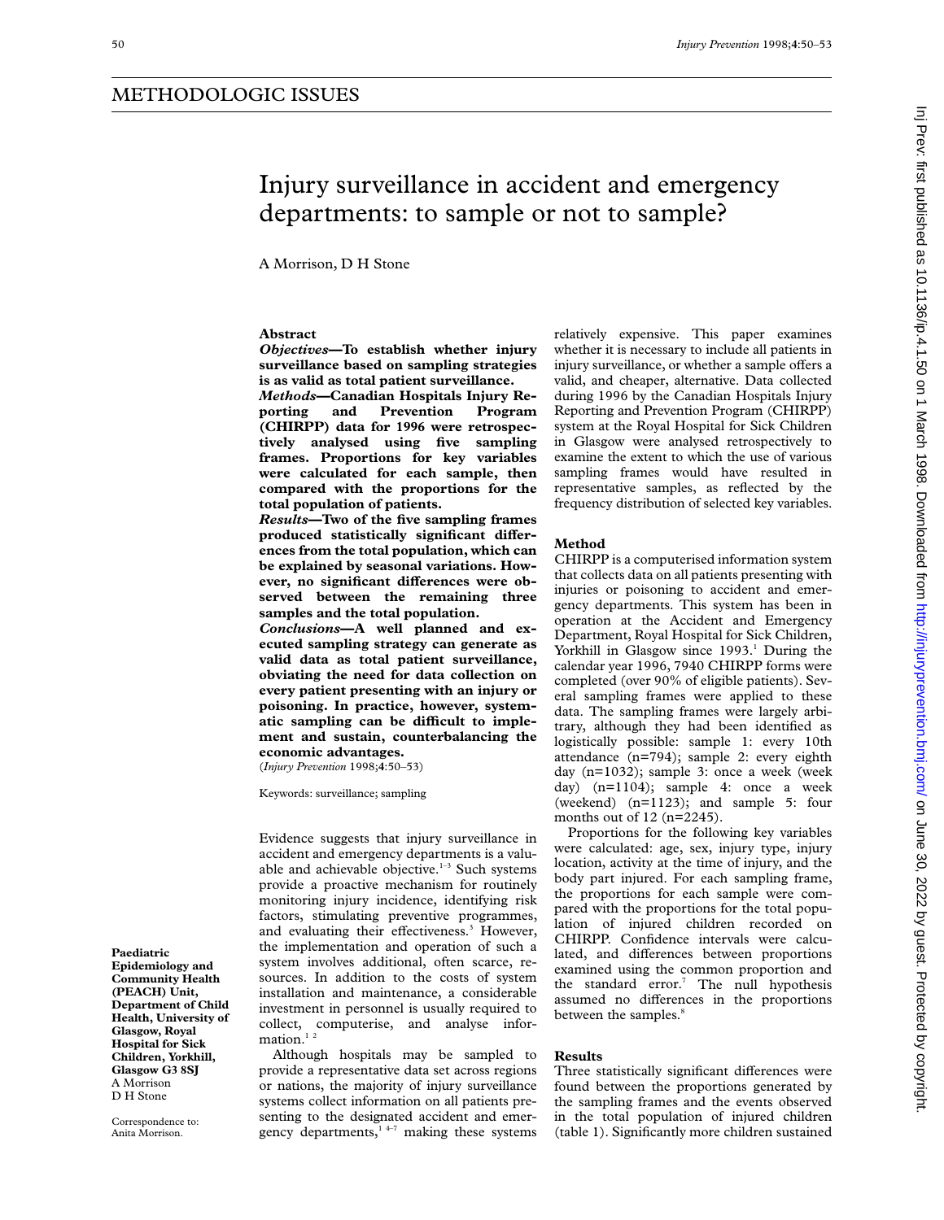METHODOLOGIC ISSUES

# Injury surveillance in accident and emergency departments: to sample or not to sample?

A Morrison, D H Stone

**Paediatric Epidemiology and Community Health (PEACH) Unit, Department of Child Health, University of Glasgow, Royal Hospital for Sick Children, Yorkhill, Glasgow G3 8SJ**
A Morrison
D H Stone

Correspondence to: Anita Morrison.

## Abstract

***Objectives*—To establish whether injury surveillance based on sampling strategies is as valid as total patient surveillance.**

***Methods*—Canadian Hospitals Injury Reporting and Prevention Program (CHIRPP) data for 1996 were retrospectively analysed using five sampling frames. Proportions for key variables were calculated for each sample, then compared with the proportions for the total population of patients.**

***Results*—Two of the five sampling frames produced statistically significant differences from the total population, which can be explained by seasonal variations. However, no significant differences were observed between the remaining three samples and the total population.**

***Conclusions*—A well planned and executed sampling strategy can generate as valid data as total patient surveillance, obviating the need for data collection on every patient presenting with an injury or poisoning. In practice, however, systematic sampling can be difficult to implement and sustain, counterbalancing the economic advantages.**

(*Injury Prevention* 1998;**4**:50–53)

Keywords: surveillance; sampling

Evidence suggests that injury surveillance in accident and emergency departments is a valuable and achievable objective.[1–3] Such systems provide a proactive mechanism for routinely monitoring injury incidence, identifying risk factors, stimulating preventive programmes, and evaluating their effectiveness.[3] However, the implementation and operation of such a system involves additional, often scarce, resources. In addition to the costs of system installation and maintenance, a considerable investment in personnel is usually required to collect, computerise, and analyse information.[1 2]

Although hospitals may be sampled to provide a representative data set across regions or nations, the majority of injury surveillance systems collect information on all patients presenting to the designated accident and emergency departments,[1 4–7] making these systems relatively expensive. This paper examines whether it is necessary to include all patients in injury surveillance, or whether a sample offers a valid, and cheaper, alternative. Data collected during 1996 by the Canadian Hospitals Injury Reporting and Prevention Program (CHIRPP) system at the Royal Hospital for Sick Children in Glasgow were analysed retrospectively to examine the extent to which the use of various sampling frames would have resulted in representative samples, as reflected by the frequency distribution of selected key variables.

## Method

CHIRPP is a computerised information system that collects data on all patients presenting with injuries or poisoning to accident and emergency departments. This system has been in operation at the Accident and Emergency Department, Royal Hospital for Sick Children, Yorkhill in Glasgow since 1993.[1] During the calendar year 1996, 7940 CHIRPP forms were completed (over 90% of eligible patients). Several sampling frames were applied to these data. The sampling frames were largely arbitrary, although they had been identified as logistically possible: sample 1: every 10th attendance (n=794); sample 2: every eighth day (n=1032); sample 3: once a week (week day) (n=1104); sample 4: once a week (weekend) (n=1123); and sample 5: four months out of 12 (n=2245).

Proportions for the following key variables were calculated: age, sex, injury type, injury location, activity at the time of injury, and the body part injured. For each sampling frame, the proportions for each sample were compared with the proportions for the total population of injured children recorded on CHIRPP. Confidence intervals were calculated, and differences between proportions examined using the common proportion and the standard error.[7] The null hypothesis assumed no differences in the proportions between the samples.[8]

## Results

Three statistically significant differences were found between the proportions generated by the sampling frames and the events observed in the total population of injured children (table 1). Significantly more children sustained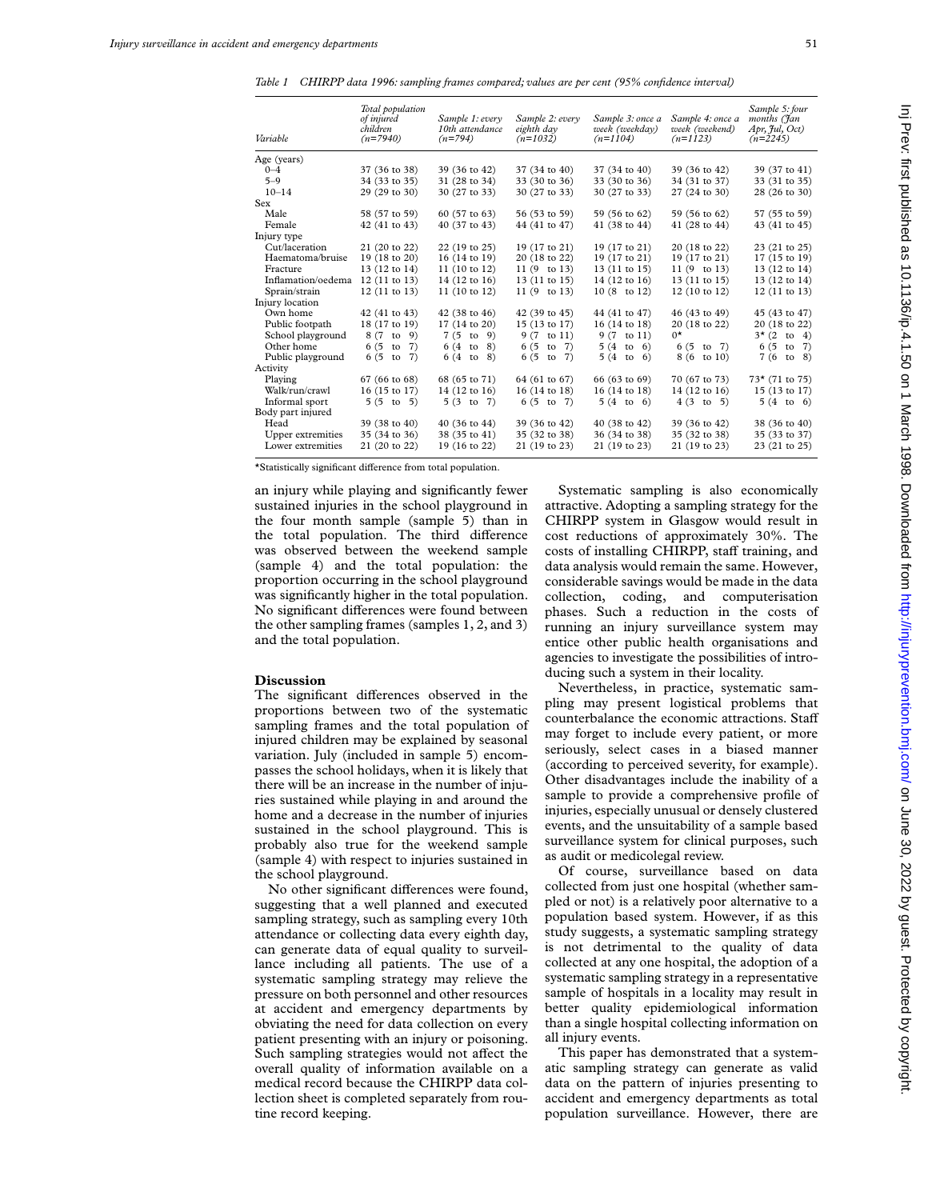*Table 1 CHIRPP data 1996: sampling frames compared; values are per cent (95% confidence interval)*

| Variable | Total population of injured children (n=7940) | Sample 1: every 10th attendance (n=794) | Sample 2: every eighth day (n=1032) | Sample 3: once a week (weekday) (n=1104) | Sample 4: once a week (weekend) (n=1123) | Sample 5: four months (Jan Apr, Jul, Oct) (n=2245) |
|---|---|---|---|---|---|---|
| Age (years) | | | | | | |
| 0–4 | 37 (36 to 38) | 39 (36 to 42) | 37 (34 to 40) | 37 (34 to 40) | 39 (36 to 42) | 39 (37 to 41) |
| 5–9 | 34 (33 to 35) | 31 (28 to 34) | 33 (30 to 36) | 33 (30 to 36) | 34 (31 to 37) | 33 (31 to 35) |
| 10–14 | 29 (29 to 30) | 30 (27 to 33) | 30 (27 to 33) | 30 (27 to 33) | 27 (24 to 30) | 28 (26 to 30) |
| Sex | | | | | | |
| Male | 58 (57 to 59) | 60 (57 to 63) | 56 (53 to 59) | 59 (56 to 62) | 59 (56 to 62) | 57 (55 to 59) |
| Female | 42 (41 to 43) | 40 (37 to 43) | 44 (41 to 47) | 41 (38 to 44) | 41 (28 to 44) | 43 (41 to 45) |
| Injury type | | | | | | |
| Cut/laceration | 21 (20 to 22) | 22 (19 to 25) | 19 (17 to 21) | 19 (17 to 21) | 20 (18 to 22) | 23 (21 to 25) |
| Haematoma/bruise | 19 (18 to 20) | 16 (14 to 19) | 20 (18 to 22) | 19 (17 to 21) | 19 (17 to 21) | 17 (15 to 19) |
| Fracture | 13 (12 to 14) | 11 (10 to 12) | 11 (9 to 13) | 13 (11 to 15) | 11 (9 to 13) | 13 (12 to 14) |
| Inflamation/oedema | 12 (11 to 13) | 14 (12 to 16) | 13 (11 to 15) | 14 (12 to 16) | 13 (11 to 15) | 13 (12 to 14) |
| Sprain/strain | 12 (11 to 13) | 11 (10 to 12) | 11 (9 to 13) | 10 (8 to 12) | 12 (10 to 12) | 12 (11 to 13) |
| Injury location | | | | | | |
| Own home | 42 (41 to 43) | 42 (38 to 46) | 42 (39 to 45) | 44 (41 to 47) | 46 (43 to 49) | 45 (43 to 47) |
| Public footpath | 18 (17 to 19) | 17 (14 to 20) | 15 (13 to 17) | 16 (14 to 18) | 20 (18 to 22) | 20 (18 to 22) |
| School playground | 8 (7 to 9) | 7 (5 to 9) | 9 (7 to 11) | 9 (7 to 11) | 0* | 3* (2 to 4) |
| Other home | 6 (5 to 7) | 6 (4 to 8) | 6 (5 to 7) | 5 (4 to 6) | 6 (5 to 7) | 6 (5 to 7) |
| Public playground | 6 (5 to 7) | 6 (4 to 8) | 6 (5 to 7) | 5 (4 to 6) | 8 (6 to 10) | 7 (6 to 8) |
| Activity | | | | | | |
| Playing | 67 (66 to 68) | 68 (65 to 71) | 64 (61 to 67) | 66 (63 to 69) | 70 (67 to 73) | 73* (71 to 75) |
| Walk/run/crawl | 16 (15 to 17) | 14 (12 to 16) | 16 (14 to 18) | 16 (14 to 18) | 14 (12 to 16) | 15 (13 to 17) |
| Informal sport | 5 (5 to 5) | 5 (3 to 7) | 6 (5 to 7) | 5 (4 to 6) | 4 (3 to 5) | 5 (4 to 6) |
| Body part injured | | | | | | |
| Head | 39 (38 to 40) | 40 (36 to 44) | 39 (36 to 42) | 40 (38 to 42) | 39 (36 to 42) | 38 (36 to 40) |
| Upper extremities | 35 (34 to 36) | 38 (35 to 41) | 35 (32 to 38) | 36 (34 to 38) | 35 (32 to 38) | 35 (33 to 37) |
| Lower extremities | 21 (20 to 22) | 19 (16 to 22) | 21 (19 to 23) | 21 (19 to 23) | 21 (19 to 23) | 23 (21 to 25) |

*Statistically significant difference from total population.

an injury while playing and significantly fewer sustained injuries in the school playground in the four month sample (sample 5) than in the total population. The third difference was observed between the weekend sample (sample 4) and the total population: the proportion occurring in the school playground was significantly higher in the total population. No significant differences were found between the other sampling frames (samples 1, 2, and 3) and the total population.

## Discussion

The significant differences observed in the proportions between two of the systematic sampling frames and the total population of injured children may be explained by seasonal variation. July (included in sample 5) encompasses the school holidays, when it is likely that there will be an increase in the number of injuries sustained while playing in and around the home and a decrease in the number of injuries sustained in the school playground. This is probably also true for the weekend sample (sample 4) with respect to injuries sustained in the school playground.

No other significant differences were found, suggesting that a well planned and executed sampling strategy, such as sampling every 10th attendance or collecting data every eighth day, can generate data of equal quality to surveillance including all patients. The use of a systematic sampling strategy may relieve the pressure on both personnel and other resources at accident and emergency departments by obviating the need for data collection on every patient presenting with an injury or poisoning. Such sampling strategies would not affect the overall quality of information available on a medical record because the CHIRPP data collection sheet is completed separately from routine record keeping.

Systematic sampling is also economically attractive. Adopting a sampling strategy for the CHIRPP system in Glasgow would result in cost reductions of approximately 30%. The costs of installing CHIRPP, staff training, and data analysis would remain the same. However, considerable savings would be made in the data collection, coding, and computerisation phases. Such a reduction in the costs of running an injury surveillance system may entice other public health organisations and agencies to investigate the possibilities of introducing such a system in their locality.

Nevertheless, in practice, systematic sampling may present logistical problems that counterbalance the economic attractions. Staff may forget to include every patient, or more seriously, select cases in a biased manner (according to perceived severity, for example). Other disadvantages include the inability of a sample to provide a comprehensive profile of injuries, especially unusual or densely clustered events, and the unsuitability of a sample based surveillance system for clinical purposes, such as audit or medicolegal review.

Of course, surveillance based on data collected from just one hospital (whether sampled or not) is a relatively poor alternative to a population based system. However, if as this study suggests, a systematic sampling strategy is not detrimental to the quality of data collected at any one hospital, the adoption of a systematic sampling strategy in a representative sample of hospitals in a locality may result in better quality epidemiological information than a single hospital collecting information on all injury events.

This paper has demonstrated that a systematic sampling strategy can generate as valid data on the pattern of injuries presenting to accident and emergency departments as total population surveillance. However, there are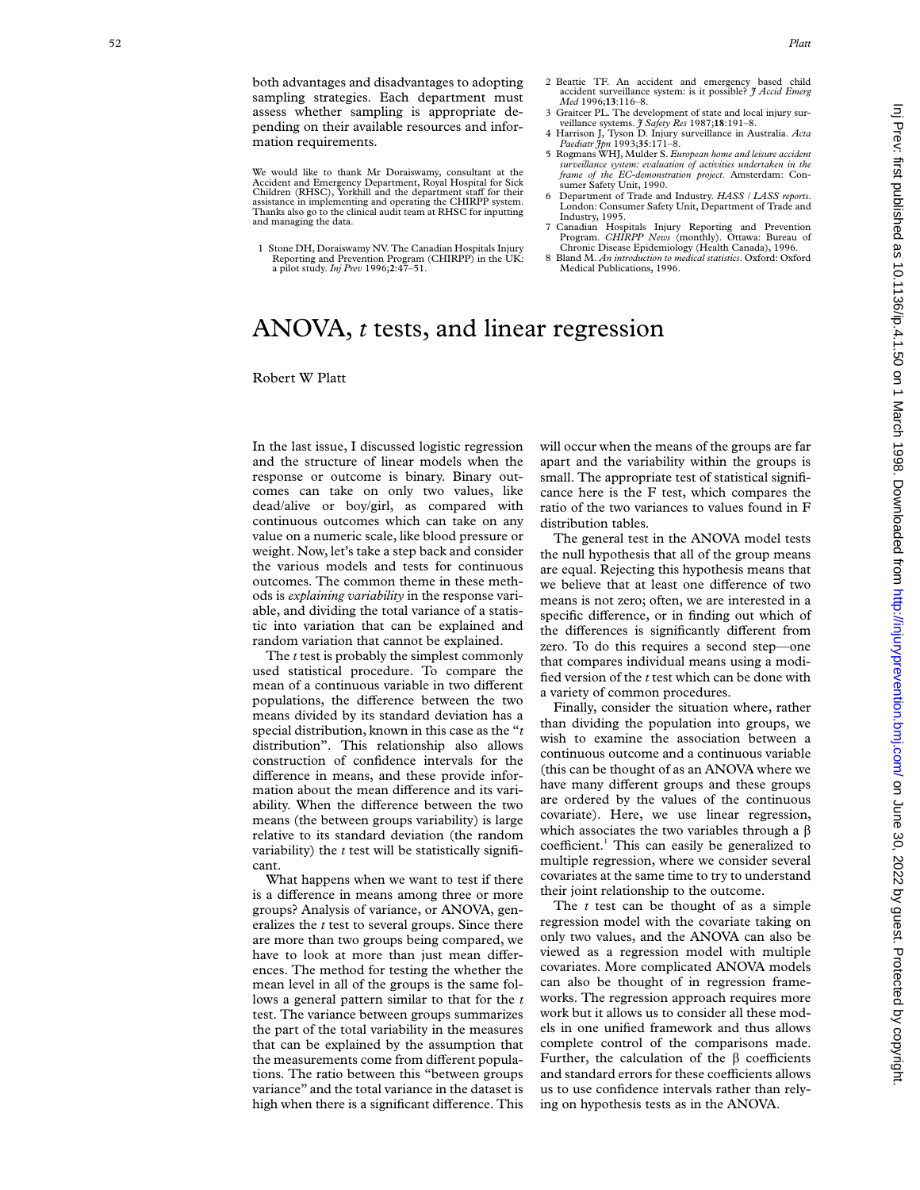both advantages and disadvantages to adopting sampling strategies. Each department must assess whether sampling is appropriate depending on their available resources and information requirements.

We would like to thank Mr Doraiswamy, consultant at the Accident and Emergency Department, Royal Hospital for Sick Children (RHSC), Yorkhill and the department staff for their assistance in implementing and operating the CHIRPP system. Thanks also go to the clinical audit team at RHSC for inputting and managing the data.

1 Stone DH, Doraiswamy NV. The Canadian Hospitals Injury Reporting and Prevention Program (CHIRPP) in the UK: a pilot study. *Inj Prev* 1996;**2**:47–51.
2 Beattie TF. An accident and emergency based child accident surveillance system: is it possible? *J Accid Emerg Med* 1996;**13**:116–8.
3 Graitcer PL. The development of state and local injury surveillance systems. *J Safety Res* 1987;**18**:191–8.
4 Harrison J, Tyson D. Injury surveillance in Australia. *Acta Paediatr Jpn* 1993;**35**:171–8.
5 Rogmans WHJ, Mulder S. *European home and leisure accident surveillance system: evaluation of activities undertaken in the frame of the EC-demonstration project*. Amsterdam: Consumer Safety Unit, 1990.
6 Department of Trade and Industry. *HASS / LASS reports*. London: Consumer Safety Unit, Department of Trade and Industry, 1995.
7 Canadian Hospitals Injury Reporting and Prevention Program. *CHIRPP News* (monthly). Ottawa: Bureau of Chronic Disease Epidemiology (Health Canada), 1996.
8 Bland M. *An introduction to medical statistics*. Oxford: Oxford Medical Publications, 1996.

# ANOVA, *t* tests, and linear regression

Robert W Platt

In the last issue, I discussed logistic regression and the structure of linear models when the response or outcome is binary. Binary outcomes can take on only two values, like dead/alive or boy/girl, as compared with continuous outcomes which can take on any value on a numeric scale, like blood pressure or weight. Now, let's take a step back and consider the various models and tests for continuous outcomes. The common theme in these methods is *explaining variability* in the response variable, and dividing the total variance of a statistic into variation that can be explained and random variation that cannot be explained.

The *t* test is probably the simplest commonly used statistical procedure. To compare the mean of a continuous variable in two different populations, the difference between the two means divided by its standard deviation has a special distribution, known in this case as the "*t* distribution". This relationship also allows construction of confidence intervals for the difference in means, and these provide information about the mean difference and its variability. When the difference between the two means (the between groups variability) is large relative to its standard deviation (the random variability) the *t* test will be statistically significant.

What happens when we want to test if there is a difference in means among three or more groups? Analysis of variance, or ANOVA, generalizes the *t* test to several groups. Since there are more than two groups being compared, we have to look at more than just mean differences. The method for testing the whether the mean level in all of the groups is the same follows a general pattern similar to that for the *t* test. The variance between groups summarizes the part of the total variability in the measures that can be explained by the assumption that the measurements come from different populations. The ratio between this "between groups variance" and the total variance in the dataset is high when there is a significant difference. This will occur when the means of the groups are far apart and the variability within the groups is small. The appropriate test of statistical significance here is the F test, which compares the ratio of the two variances to values found in F distribution tables.

The general test in the ANOVA model tests the null hypothesis that all of the group means are equal. Rejecting this hypothesis means that we believe that at least one difference of two means is not zero; often, we are interested in a specific difference, or in finding out which of the differences is significantly different from zero. To do this requires a second step—one that compares individual means using a modified version of the *t* test which can be done with a variety of common procedures.

Finally, consider the situation where, rather than dividing the population into groups, we wish to examine the association between a continuous outcome and a continuous variable (this can be thought of as an ANOVA where we have many different groups and these groups are ordered by the values of the continuous covariate). Here, we use linear regression, which associates the two variables through a $\beta$ coefficient.[1] This can easily be generalized to multiple regression, where we consider several covariates at the same time to try to understand their joint relationship to the outcome.

The *t* test can be thought of as a simple regression model with the covariate taking on only two values, and the ANOVA can also be viewed as a regression model with multiple covariates. More complicated ANOVA models can also be thought of in regression frameworks. The regression approach requires more work but it allows us to consider all these models in one unified framework and thus allows complete control of the comparisons made. Further, the calculation of the $\beta$ coefficients and standard errors for these coefficients allows us to use confidence intervals rather than relying on hypothesis tests as in the ANOVA.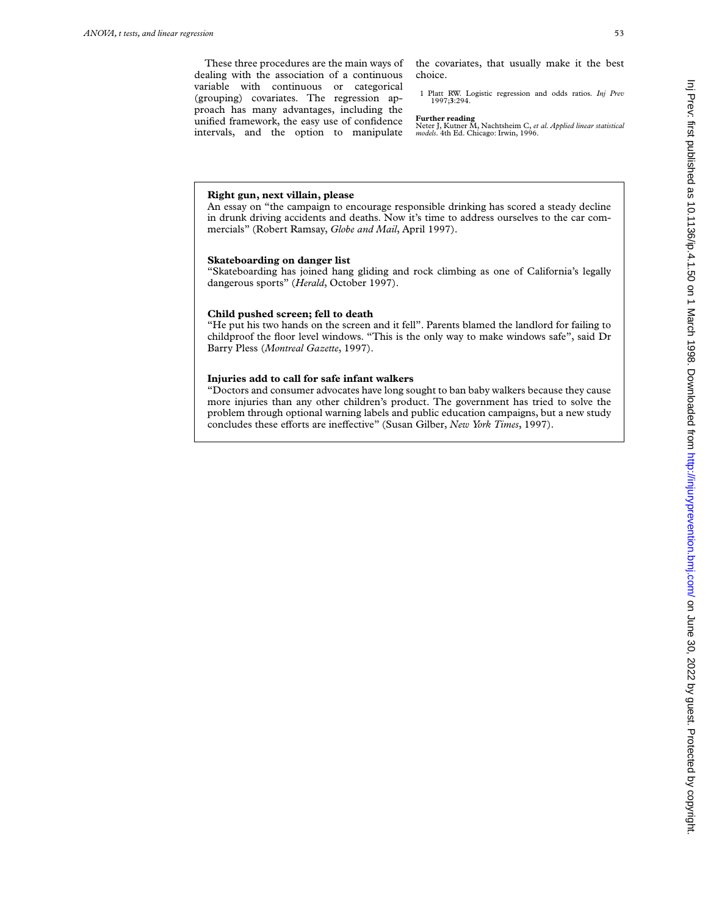These three procedures are the main ways of dealing with the association of a continuous variable with continuous or categorical (grouping) covariates. The regression approach has many advantages, including the unified framework, the easy use of confidence intervals, and the option to manipulate the covariates, that usually make it the best choice.

1 Platt RW. Logistic regression and odds ratios. *Inj Prev* 1997;**3**:294.

**Further reading**
Neter J, Kutner M, Nachtsheim C, *et al. Applied linear statistical models*. 4th Ed. Chicago: Irwin, 1996.

**Right gun, next villain, please**
An essay on "the campaign to encourage responsible drinking has scored a steady decline in drunk driving accidents and deaths. Now it's time to address ourselves to the car commercials" (Robert Ramsay, *Globe and Mail*, April 1997).

**Skateboarding on danger list**
"Skateboarding has joined hang gliding and rock climbing as one of California's legally dangerous sports" (*Herald*, October 1997).

**Child pushed screen; fell to death**
"He put his two hands on the screen and it fell". Parents blamed the landlord for failing to childproof the floor level windows. "This is the only way to make windows safe", said Dr Barry Pless (*Montreal Gazette*, 1997).

**Injuries add to call for safe infant walkers**
"Doctors and consumer advocates have long sought to ban baby walkers because they cause more injuries than any other children's product. The government has tried to solve the problem through optional warning labels and public education campaigns, but a new study concludes these efforts are ineffective" (Susan Gilber, *New York Times*, 1997).